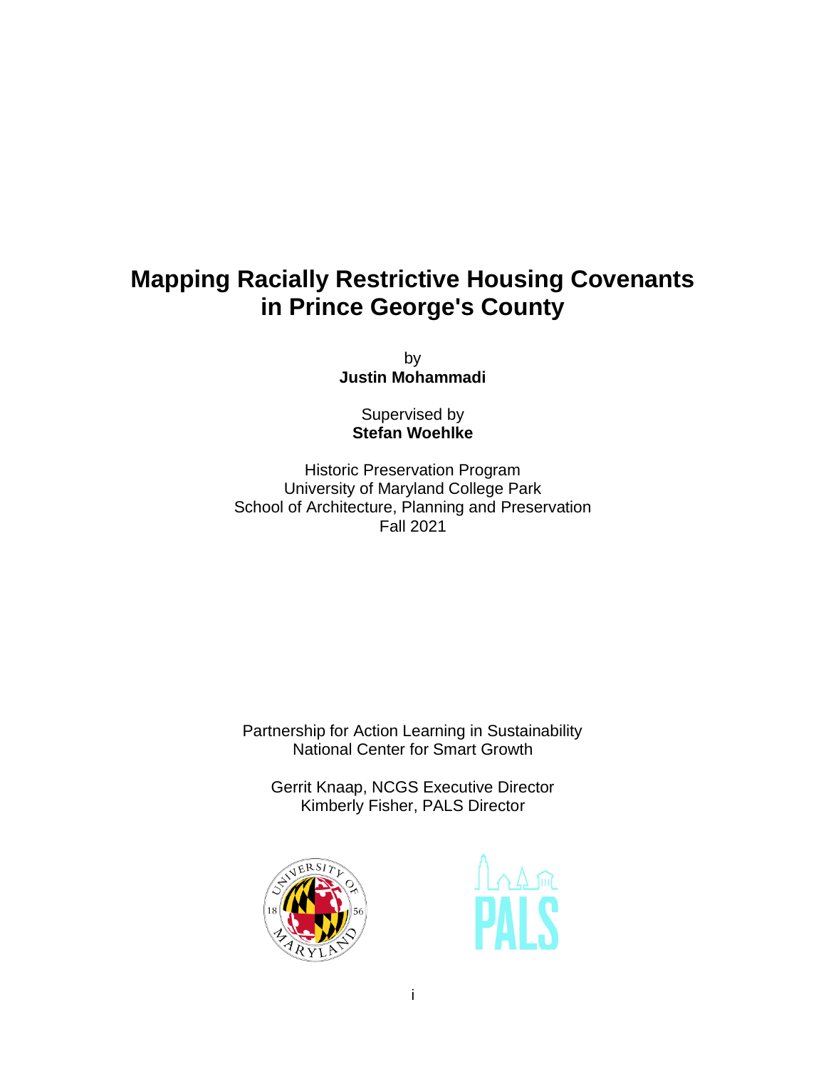# Mapping Racially Restrictive Housing Covenants in Prince George's County

by
**Justin Mohammadi**

Supervised by
**Stefan Woehlke**

Historic Preservation Program
University of Maryland College Park
School of Architecture, Planning and Preservation
Fall 2021

Partnership for Action Learning in Sustainability
National Center for Smart Growth

Gerrit Knaap, NCGS Executive Director
Kimberly Fisher, PALS Director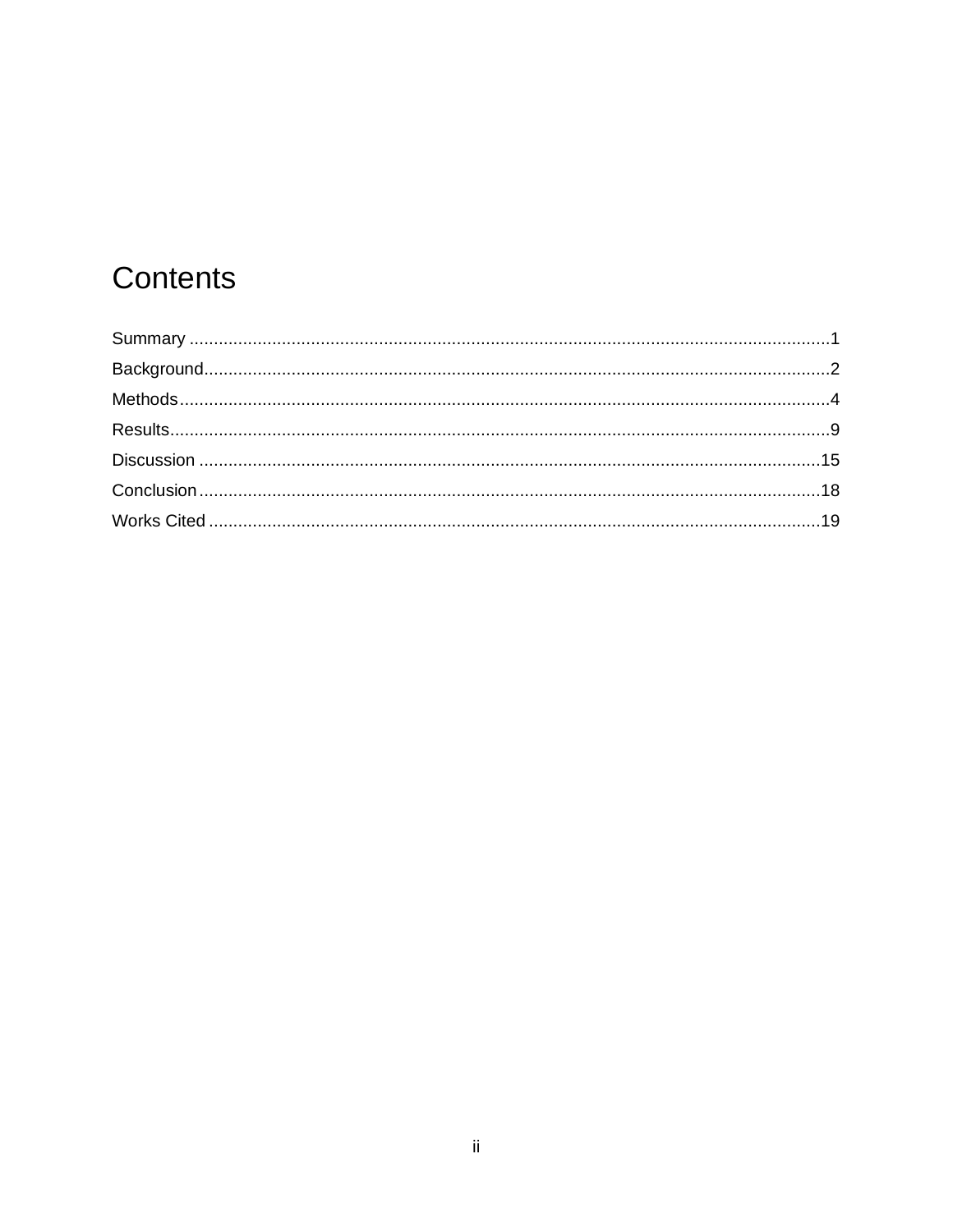# Contents

Summary ....................................................................................................................................1

Background................................................................................................................................2

Methods......................................................................................................................................4

Results........................................................................................................................................9

Discussion ................................................................................................................................15

Conclusion.................................................................................................................................18

Works Cited ..............................................................................................................................19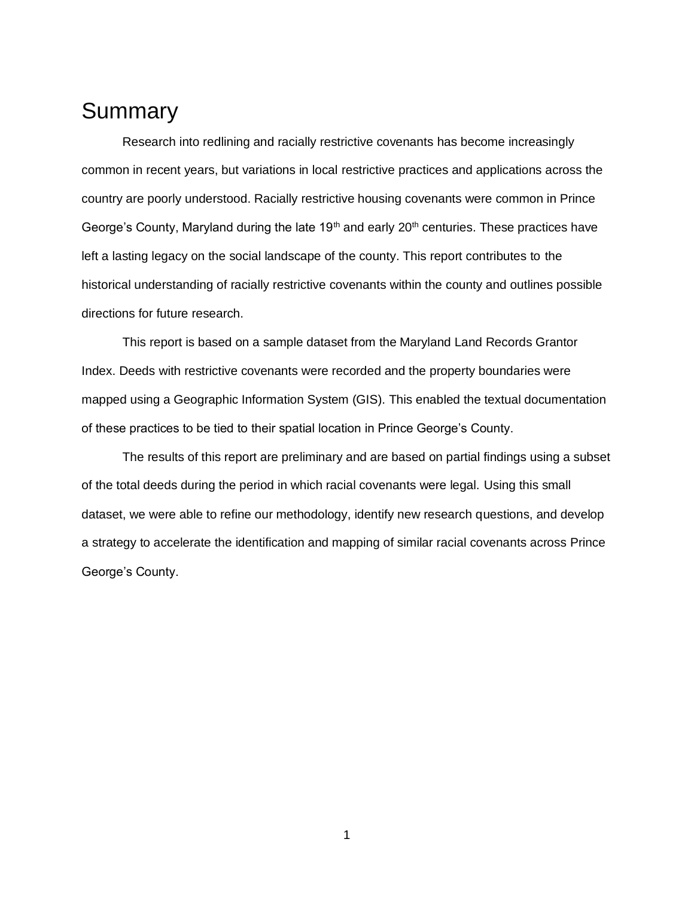# Summary

Research into redlining and racially restrictive covenants has become increasingly common in recent years, but variations in local restrictive practices and applications across the country are poorly understood. Racially restrictive housing covenants were common in Prince George's County, Maryland during the late 19th and early 20th centuries. These practices have left a lasting legacy on the social landscape of the county. This report contributes to the historical understanding of racially restrictive covenants within the county and outlines possible directions for future research.

This report is based on a sample dataset from the Maryland Land Records Grantor Index. Deeds with restrictive covenants were recorded and the property boundaries were mapped using a Geographic Information System (GIS). This enabled the textual documentation of these practices to be tied to their spatial location in Prince George's County.

The results of this report are preliminary and are based on partial findings using a subset of the total deeds during the period in which racial covenants were legal. Using this small dataset, we were able to refine our methodology, identify new research questions, and develop a strategy to accelerate the identification and mapping of similar racial covenants across Prince George's County.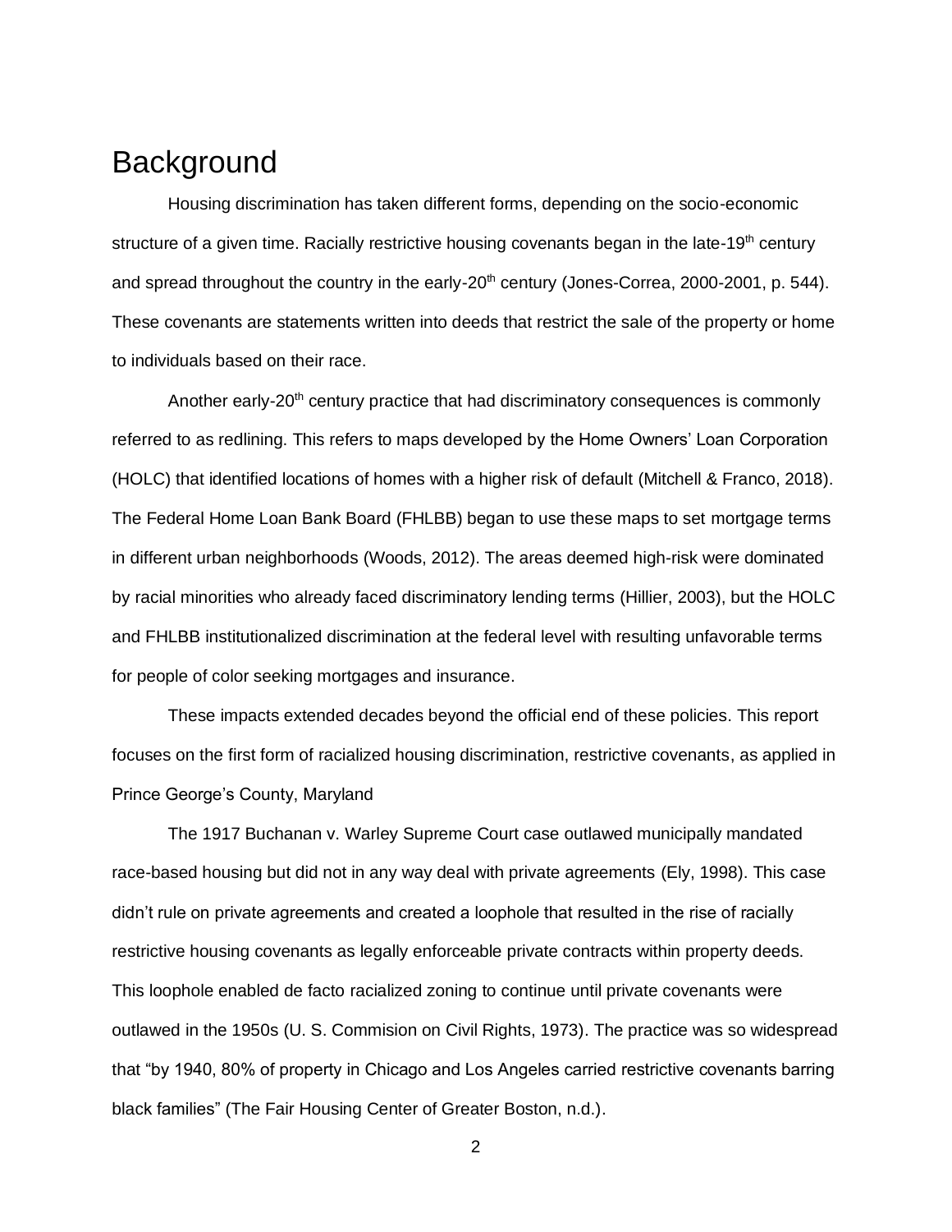# Background

Housing discrimination has taken different forms, depending on the socio-economic structure of a given time. Racially restrictive housing covenants began in the late-19th century and spread throughout the country in the early-20th century (Jones-Correa, 2000-2001, p. 544). These covenants are statements written into deeds that restrict the sale of the property or home to individuals based on their race.

Another early-20th century practice that had discriminatory consequences is commonly referred to as redlining. This refers to maps developed by the Home Owners' Loan Corporation (HOLC) that identified locations of homes with a higher risk of default (Mitchell & Franco, 2018). The Federal Home Loan Bank Board (FHLBB) began to use these maps to set mortgage terms in different urban neighborhoods (Woods, 2012). The areas deemed high-risk were dominated by racial minorities who already faced discriminatory lending terms (Hillier, 2003), but the HOLC and FHLBB institutionalized discrimination at the federal level with resulting unfavorable terms for people of color seeking mortgages and insurance.

These impacts extended decades beyond the official end of these policies. This report focuses on the first form of racialized housing discrimination, restrictive covenants, as applied in Prince George's County, Maryland

The 1917 Buchanan v. Warley Supreme Court case outlawed municipally mandated race-based housing but did not in any way deal with private agreements (Ely, 1998). This case didn't rule on private agreements and created a loophole that resulted in the rise of racially restrictive housing covenants as legally enforceable private contracts within property deeds. This loophole enabled de facto racialized zoning to continue until private covenants were outlawed in the 1950s (U. S. Commision on Civil Rights, 1973). The practice was so widespread that "by 1940, 80% of property in Chicago and Los Angeles carried restrictive covenants barring black families" (The Fair Housing Center of Greater Boston, n.d.).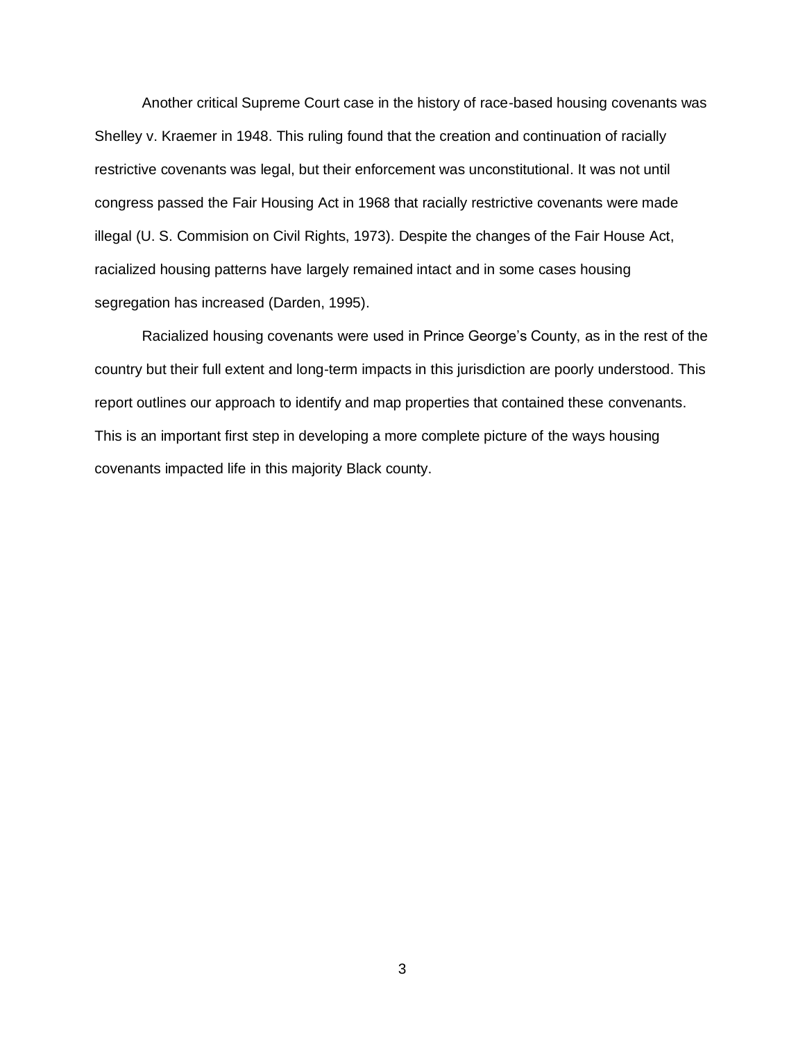Another critical Supreme Court case in the history of race-based housing covenants was Shelley v. Kraemer in 1948. This ruling found that the creation and continuation of racially restrictive covenants was legal, but their enforcement was unconstitutional. It was not until congress passed the Fair Housing Act in 1968 that racially restrictive covenants were made illegal (U. S. Commision on Civil Rights, 1973). Despite the changes of the Fair House Act, racialized housing patterns have largely remained intact and in some cases housing segregation has increased (Darden, 1995).

Racialized housing covenants were used in Prince George's County, as in the rest of the country but their full extent and long-term impacts in this jurisdiction are poorly understood. This report outlines our approach to identify and map properties that contained these convenants. This is an important first step in developing a more complete picture of the ways housing covenants impacted life in this majority Black county.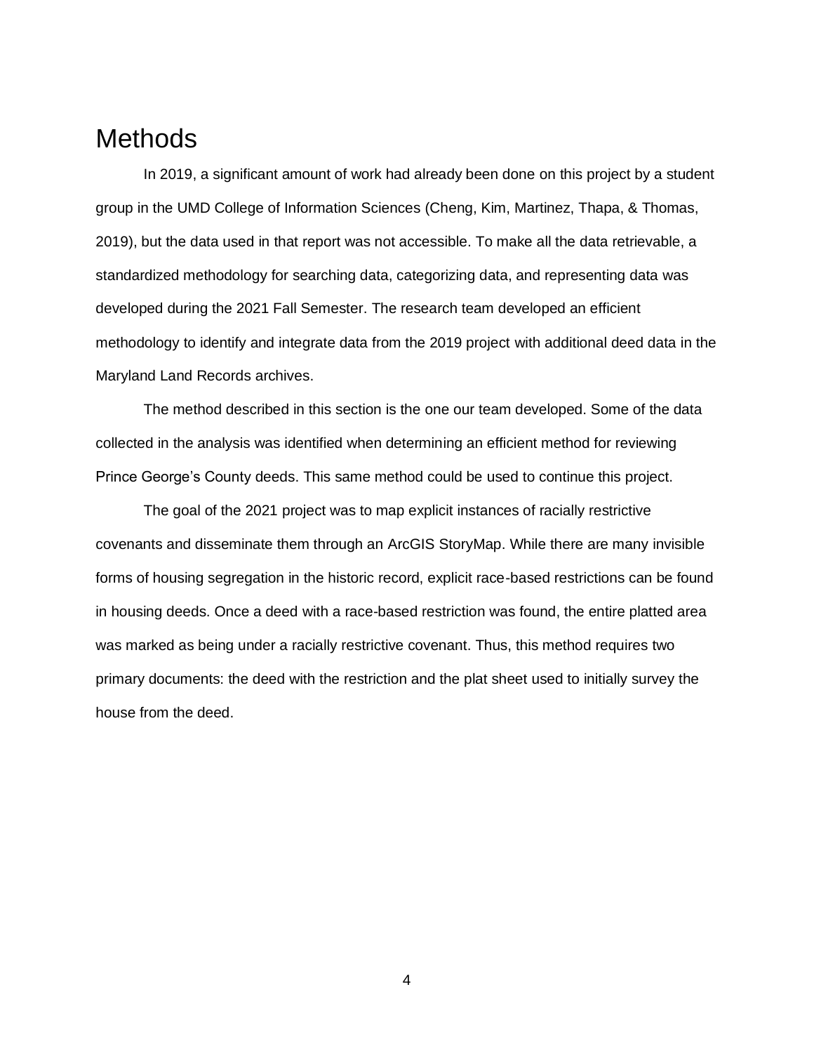# Methods

In 2019, a significant amount of work had already been done on this project by a student group in the UMD College of Information Sciences (Cheng, Kim, Martinez, Thapa, & Thomas, 2019), but the data used in that report was not accessible. To make all the data retrievable, a standardized methodology for searching data, categorizing data, and representing data was developed during the 2021 Fall Semester. The research team developed an efficient methodology to identify and integrate data from the 2019 project with additional deed data in the Maryland Land Records archives.

The method described in this section is the one our team developed. Some of the data collected in the analysis was identified when determining an efficient method for reviewing Prince George's County deeds. This same method could be used to continue this project.

The goal of the 2021 project was to map explicit instances of racially restrictive covenants and disseminate them through an ArcGIS StoryMap. While there are many invisible forms of housing segregation in the historic record, explicit race-based restrictions can be found in housing deeds. Once a deed with a race-based restriction was found, the entire platted area was marked as being under a racially restrictive covenant. Thus, this method requires two primary documents: the deed with the restriction and the plat sheet used to initially survey the house from the deed.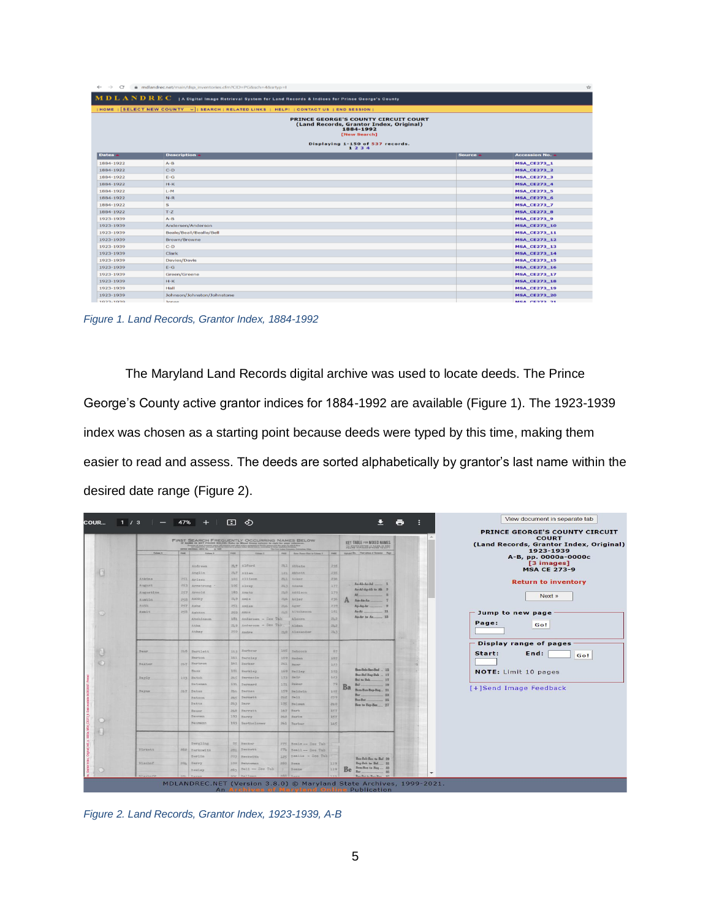Figure 1. Land Records, Grantor Index, 1884-1992

The Maryland Land Records digital archive was used to locate deeds. The Prince George's County active grantor indices for 1884-1992 are available (Figure 1). The 1923-1939 index was chosen as a starting point because deeds were typed by this time, making them easier to read and assess. The deeds are sorted alphabetically by grantor's last name within the desired date range (Figure 2).

Figure 2. Land Records, Grantor Index, 1923-1939, A-B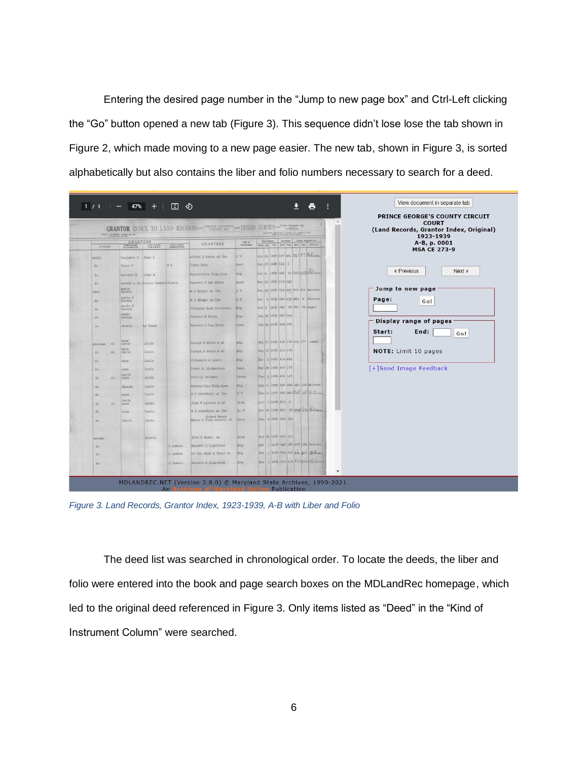Entering the desired page number in the "Jump to new page box" and Ctrl-Left clicking the "Go" button opened a new tab (Figure 3). This sequence didn't lose lose the tab shown in Figure 2, which made moving to a new page easier. The new tab, shown in Figure 3, is sorted alphabetically but also contains the liber and folio numbers necessary to search for a deed.

*Figure 3. Land Records, Grantor Index, 1923-1939, A-B with Liber and Folio*

The deed list was searched in chronological order. To locate the deeds, the liber and folio were entered into the book and page search boxes on the MDLandRec homepage, which led to the original deed referenced in Figure 3. Only items listed as "Deed" in the "Kind of Instrument Column" were searched.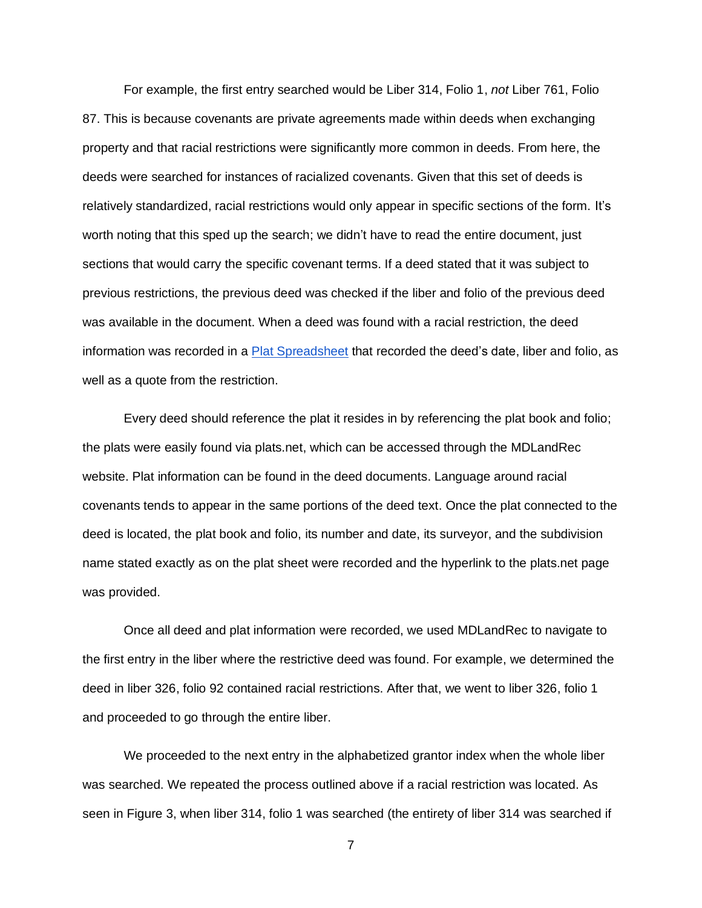For example, the first entry searched would be Liber 314, Folio 1, *not* Liber 761, Folio 87. This is because covenants are private agreements made within deeds when exchanging property and that racial restrictions were significantly more common in deeds. From here, the deeds were searched for instances of racialized covenants. Given that this set of deeds is relatively standardized, racial restrictions would only appear in specific sections of the form. It's worth noting that this sped up the search; we didn't have to read the entire document, just sections that would carry the specific covenant terms. If a deed stated that it was subject to previous restrictions, the previous deed was checked if the liber and folio of the previous deed was available in the document. When a deed was found with a racial restriction, the deed information was recorded in a Plat Spreadsheet that recorded the deed's date, liber and folio, as well as a quote from the restriction.

Every deed should reference the plat it resides in by referencing the plat book and folio; the plats were easily found via plats.net, which can be accessed through the MDLandRec website. Plat information can be found in the deed documents. Language around racial covenants tends to appear in the same portions of the deed text. Once the plat connected to the deed is located, the plat book and folio, its number and date, its surveyor, and the subdivision name stated exactly as on the plat sheet were recorded and the hyperlink to the plats.net page was provided.

Once all deed and plat information were recorded, we used MDLandRec to navigate to the first entry in the liber where the restrictive deed was found. For example, we determined the deed in liber 326, folio 92 contained racial restrictions. After that, we went to liber 326, folio 1 and proceeded to go through the entire liber.

We proceeded to the next entry in the alphabetized grantor index when the whole liber was searched. We repeated the process outlined above if a racial restriction was located. As seen in Figure 3, when liber 314, folio 1 was searched (the entirety of liber 314 was searched if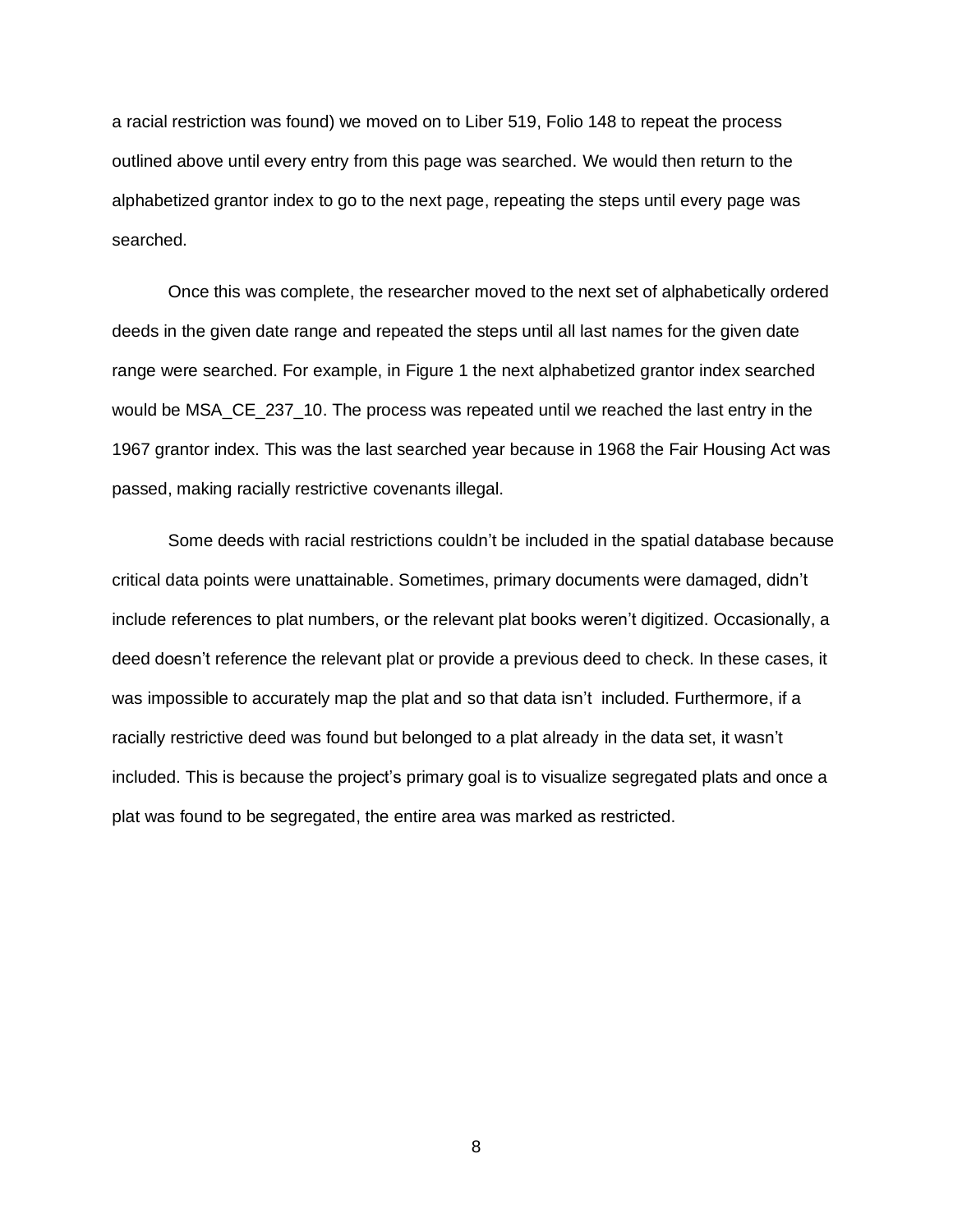a racial restriction was found) we moved on to Liber 519, Folio 148 to repeat the process outlined above until every entry from this page was searched. We would then return to the alphabetized grantor index to go to the next page, repeating the steps until every page was searched.

Once this was complete, the researcher moved to the next set of alphabetically ordered deeds in the given date range and repeated the steps until all last names for the given date range were searched. For example, in Figure 1 the next alphabetized grantor index searched would be MSA_CE_237_10. The process was repeated until we reached the last entry in the 1967 grantor index. This was the last searched year because in 1968 the Fair Housing Act was passed, making racially restrictive covenants illegal.

Some deeds with racial restrictions couldn't be included in the spatial database because critical data points were unattainable. Sometimes, primary documents were damaged, didn't include references to plat numbers, or the relevant plat books weren't digitized. Occasionally, a deed doesn't reference the relevant plat or provide a previous deed to check. In these cases, it was impossible to accurately map the plat and so that data isn't included. Furthermore, if a racially restrictive deed was found but belonged to a plat already in the data set, it wasn't included. This is because the project's primary goal is to visualize segregated plats and once a plat was found to be segregated, the entire area was marked as restricted.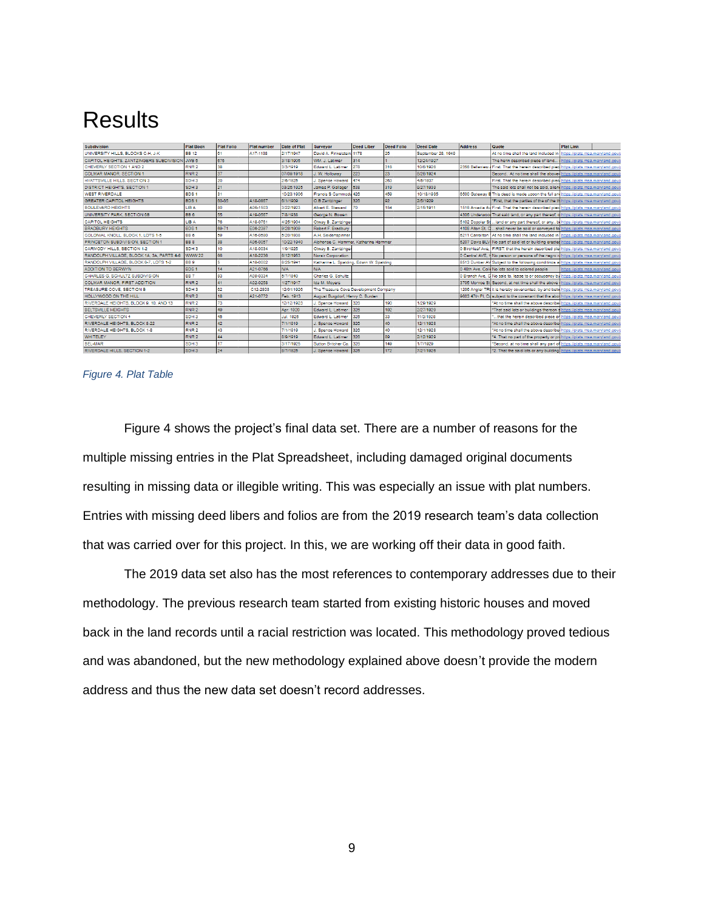# Results

| Subdivision | Plat Book | Plat Folio | Plat number | Date of Plat | Surveyor | Deed Liber | Deed Folio | Deed Date | Address | Quote | Plat Link |
|---|---|---|---|---|---|---|---|---|---|---|---|
| UNIVERSITY HILLS, BLOCKS C-H, J-K | BB 12 | 51 | A17-1188 | 2/17/1947 | David A. Finkelstein | 1178 | 25 | September 28, 1949 | | At no time shall the land included in | https://plats.msa.maryland.gov/ |
| CAPITOL HEIGHTS, ZANTZINGERS SUBDIVISION | JWB 5 | 576 | | 3/18/1906 | WM. J. Latimer | 314 | 1 | 12/24/1927 | | The herein described piece of land... | https://plats.msa.maryland.gov/ |
| CHEVERLY SECTION 1 AND 2 | RNR 2 | 38 | | 3/3/1919 | Edward L. Latimer | 278 | 316 | 10/6/1926 | 2356 Belleview | First. That the herein described piec | https://plats.msa.maryland.gov/ |
| COLMAR MANOR, SECTION 1 | RNR 2 | 37 | | 07/09/1918 | J. W. Holloway | 223 | 23 | 8/26/1924 | | Second. At no time shall the above | https://plats.msa.maryland.gov/ |
| HYATTSVILLE HILLS, SECTION 3 | SDH 3 | 20 | | 2/6/1925 | J. Spence Howard | 474 | 263 | 4/6/1937 | | First. That the herein described piec | https://plats.msa.maryland.gov/ |
| DISTRICT HEIGHTS, SECTION 1 | SDH 3 | 21 | | 03/26/1925 | James P. Galleger | 538 | 319 | 8/27/1939 | | The said lots shall not be sold, alien | https://plats.msa.maryland.gov/ |
| WEST RIVERDALE | BDS 1 | 31 | | 10/23/1906 | Francis B Carmody | 426 | 450 | 10/18/1935 | 6500 Gateway B | This deed is made upoon the full an | https://plats.msa.maryland.gov/ |
| GREATER CAPITOL HEIGHTS | BDS 1 | 80-85 | A18-0857 | 5/1/1909 | O.B.Zantzinger | 326 | 92 | 2/5/1929 | | "First, that the parties of the of the th | https://plats.msa.maryland.gov/ |
| BOULEVARD HEIGHTS | LIB A | 80 | A06-1503 | 3/22/1923 | Albert E. Steward | 70 | 154 | 2/15/1911 | 1516 Arcadia Av | First. That the herein described piec | https://plats.msa.maryland.gov/ |
| UNIVERSITY PARK, SECTION 5B | BB 6 | 55 | A19-0567 | 7/8/1938 | George N. Bowen | | | | 4306 Underwood | That said land, or any part thereof, o | https://plats.msa.maryland.gov/ |
| CAPITOL HEIGHTS | LIB A | 76 | A18-0761 | 4/26/1904 | Otway B. Zantzinge | | | | 5102 Doppler St | ...land or any part thereof, or any...b | https://plats.msa.maryland.gov/ |
| BRADBURY HEIGHTS | BDS 1 | 69-71 | E08-2397 | 9/28/1909 | Robert F. Bradbury | | | | 4106 Alton St. C | ...shall never be sold or conveyed to | https://plats.msa.maryland.gov/ |
| COLONIAL KNOLL, BLOCK 1, LOTS 1-5 | BB 6 | 59 | A16-0680 | 5/20/1938 | A.H. Seidenspinner | | | | 6211 Carrollton | At no time shall the land included in | https://plats.msa.maryland.gov/ |
| PRINCETON SUBDIVISION, SECTION 1 | BB 8 | 38 | A06-0057 | 10/22/1940 | Alphonse C. Hammer, Katharine Hammer | | | | 6207 Davis BLV | No part of said lot or building erected | https://plats.msa.maryland.gov/ |
| CARMODY HILLS, SECTION 1-2 | SDH 3 | 10 | A16-0034 | 1/9/1925 | Otway B. Zantzinge | | | | 0 Birchleaf Ave, | FIRST: that the herein described pla | https://plats.msa.maryland.gov/ |
| RANDOLPH VILLAGE, BLOCK 1A, 3A, PARTS 4-6 | WWW 22 | 66 | A16-2236 | 9/12/1953 | Norair Corporation | | | | 0 Central AVE, | No person or persons of the negro r | https://plats.msa.maryland.gov/ |
| RANDOLPH VILLAGE, BLOCK 6-7, LOTS 1-2 | BB 9 | 5 | A16-0002 | 8/25/1941 | Katherine L. Spalding, Edwin W. Spalding | | | | 8513 Dunbar Av | Subject to the following conditions a | https://plats.msa.maryland.gov/ |
| ADDITION TO BERWYN | BDS 1 | 14 | A21-0766 | N/A | N/A | | | | 0 48th Ave, Coll | No lots sold to colored people | https://plats.msa.maryland.gov/ |
| CHARLES G. SCHULTZ SUBDIVISION | BB 7 | 93 | A09-0324 | 6/7/1940 | Charles G. Schultz | | | | 0 Branch Ave, C | No sale to, lease to or occupancy by | https://plats.msa.maryland.gov/ |
| COLMAR MANOR, FIRST ADDITION | RNR 2 | 41 | A02-0258 | 1/27/1917 | Ida M. Moyers | | | | 3706 Monroe St | Second, at not time shall the above | https://plats.msa.maryland.gov/ |
| TREASURE COVE, SECTION B | SDH 3 | 62 | C12-2803 | 12/01/1926 | The Treasure Cove Development Company | | | | 1206 Angler TR | It is hereby covenanted, by and betw | https://plats.msa.maryland.gov/ |
| HOLLYWOOD ON THE HILL | RNR 2 | 18 | A21-0772 | Feb. 1913 | August Burgdorf, Henry C. Burden | | | | 9603 47th Pl. C | subject to the covenant that the abo | https://plats.msa.maryland.gov/ |
| RIVERDALE HEIGHTS, BLOCK 9, 10, AND 13 | RNR 2 | 73 | | 12/12/1923 | J. Spence Howard | 326 | 190 | 1/28/1929 | | "At no time shall the above describe | https://plats.msa.maryland.gov/ |
| BELTSVILLE HEIGHTS | RNR 2 | 49 | | Apr. 1920 | Edward L. Latimer | 326 | 192 | 2/27/1929 | | "That said lots or buildings thereon s | https://plats.msa.maryland.gov/ |
| CHEVERLY SECTION 4 | SDH 3 | 45 | | Jul. 1925 | Edward L. Latimer | 326 | 33 | 11/3/1928 | | "...that the herein described piece of | https://plats.msa.maryland.gov/ |
| RIVERDALE HEIGHTS, BLOCK 8-22 | RNR 2 | 42 | | 7/1/1919 | J. Spence Howard | 326 | 40 | 12/1/1928 | | "At no time shall the above describe | https://plats.msa.maryland.gov/ |
| RIVERDALE HEIGHTS, BLOCK 1-8 | RNR 2 | 43 | | 7/1/1919 | J. Spence Howard | 326 | 40 | 12/1/1928 | | "At no time shall the above describe | https://plats.msa.maryland.gov/ |
| WHITELEY | RNR 2 | 44 | | 8/9/1919 | Edward L. Latimer | 326 | 89 | 2/12/1929 | | "4. That no part of the property or pr | https://plats.msa.maryland.gov/ |
| BEL-MAR | SDH 3 | 17 | | 3/17/1925 | Sutton Bricher Co. | 326 | 149 | 1/7/1929 | | "Second, at no time shall any part of | https://plats.msa.maryland.gov/ |
| RIVERDALE HILLS, SECTION 1-2 | SDH 3 | 24 | | 8/7/1925 | J. Spence Howard | 326 | 172 | 7/21/1926 | | "2. That the said lots or any building | https://plats.msa.maryland.gov/ |

*Figure 4. Plat Table*

Figure 4 shows the project's final data set. There are a number of reasons for the multiple missing entries in the Plat Spreadsheet, including damaged original documents resulting in missing data or illegible writing. This was especially an issue with plat numbers. Entries with missing deed libers and folios are from the 2019 research team's data collection that was carried over for this project. In this, we are working off their data in good faith.

The 2019 data set also has the most references to contemporary addresses due to their methodology. The previous research team started from existing historic houses and moved back in the land records until a racial restriction was located. This methodology proved tedious and was abandoned, but the new methodology explained above doesn't provide the modern address and thus the new data set doesn't record addresses.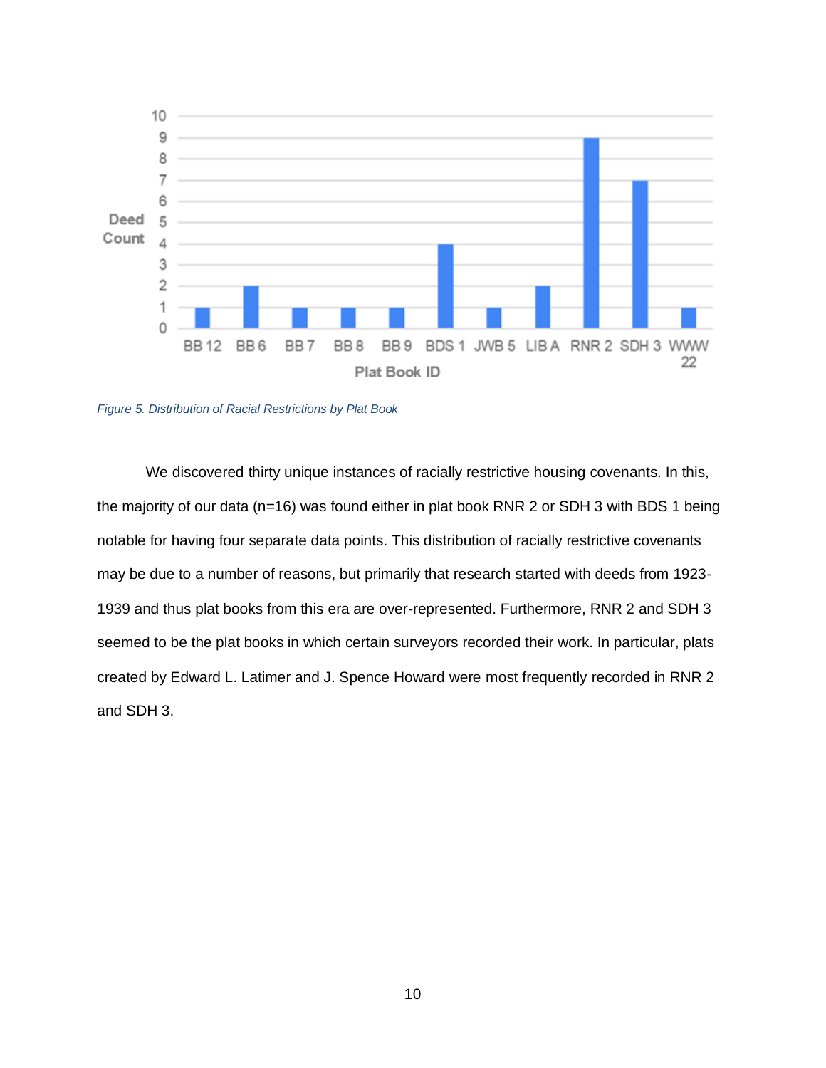Figure 5. Distribution of Racial Restrictions by Plat Book

We discovered thirty unique instances of racially restrictive housing covenants. In this, the majority of our data (n=16) was found either in plat book RNR 2 or SDH 3 with BDS 1 being notable for having four separate data points. This distribution of racially restrictive covenants may be due to a number of reasons, but primarily that research started with deeds from 1923-1939 and thus plat books from this era are over-represented. Furthermore, RNR 2 and SDH 3 seemed to be the plat books in which certain surveyors recorded their work. In particular, plats created by Edward L. Latimer and J. Spence Howard were most frequently recorded in RNR 2 and SDH 3.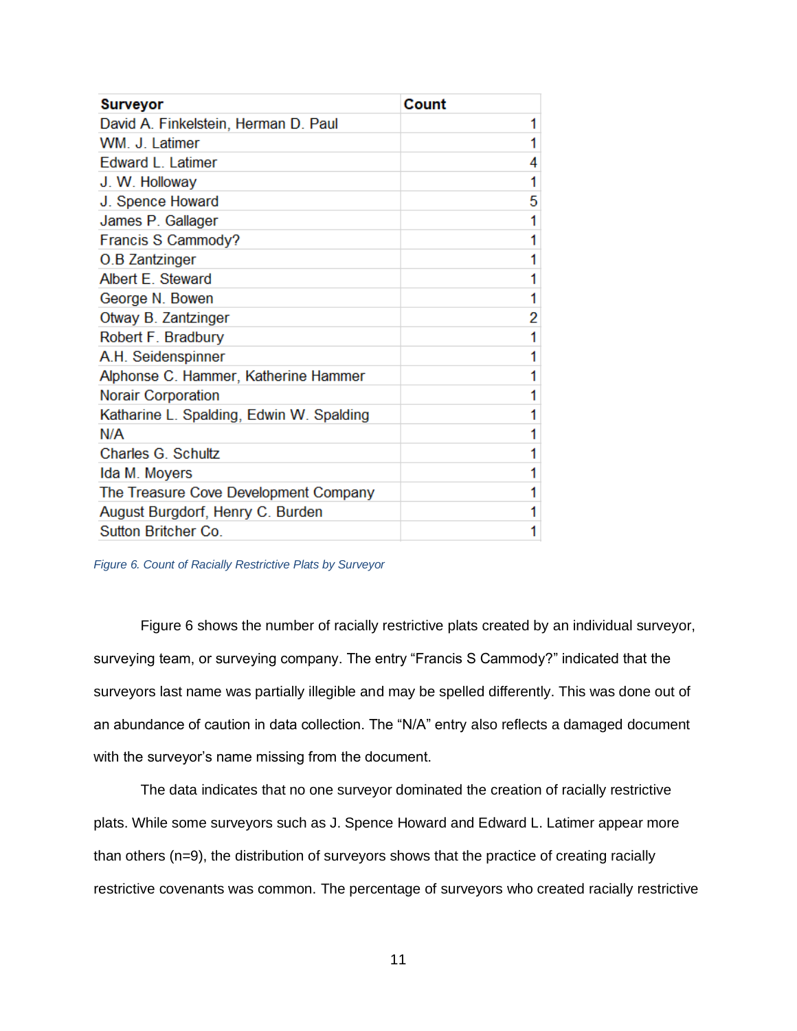| Surveyor | Count |
|---|---|
| David A. Finkelstein, Herman D. Paul | 1 |
| WM. J. Latimer | 1 |
| Edward L. Latimer | 4 |
| J. W. Holloway | 1 |
| J. Spence Howard | 5 |
| James P. Gallager | 1 |
| Francis S Cammody? | 1 |
| O.B Zantzinger | 1 |
| Albert E. Steward | 1 |
| George N. Bowen | 1 |
| Otway B. Zantzinger | 2 |
| Robert F. Bradbury | 1 |
| A.H. Seidenspinner | 1 |
| Alphonse C. Hammer, Katherine Hammer | 1 |
| Norair Corporation | 1 |
| Katharine L. Spalding, Edwin W. Spalding | 1 |
| N/A | 1 |
| Charles G. Schultz | 1 |
| Ida M. Moyers | 1 |
| The Treasure Cove Development Company | 1 |
| August Burgdorf, Henry C. Burden | 1 |
| Sutton Britcher Co. | 1 |

*Figure 6. Count of Racially Restrictive Plats by Surveyor*

Figure 6 shows the number of racially restrictive plats created by an individual surveyor, surveying team, or surveying company. The entry "Francis S Cammody?" indicated that the surveyors last name was partially illegible and may be spelled differently. This was done out of an abundance of caution in data collection. The "N/A" entry also reflects a damaged document with the surveyor's name missing from the document.

The data indicates that no one surveyor dominated the creation of racially restrictive plats. While some surveyors such as J. Spence Howard and Edward L. Latimer appear more than others (n=9), the distribution of surveyors shows that the practice of creating racially restrictive covenants was common. The percentage of surveyors who created racially restrictive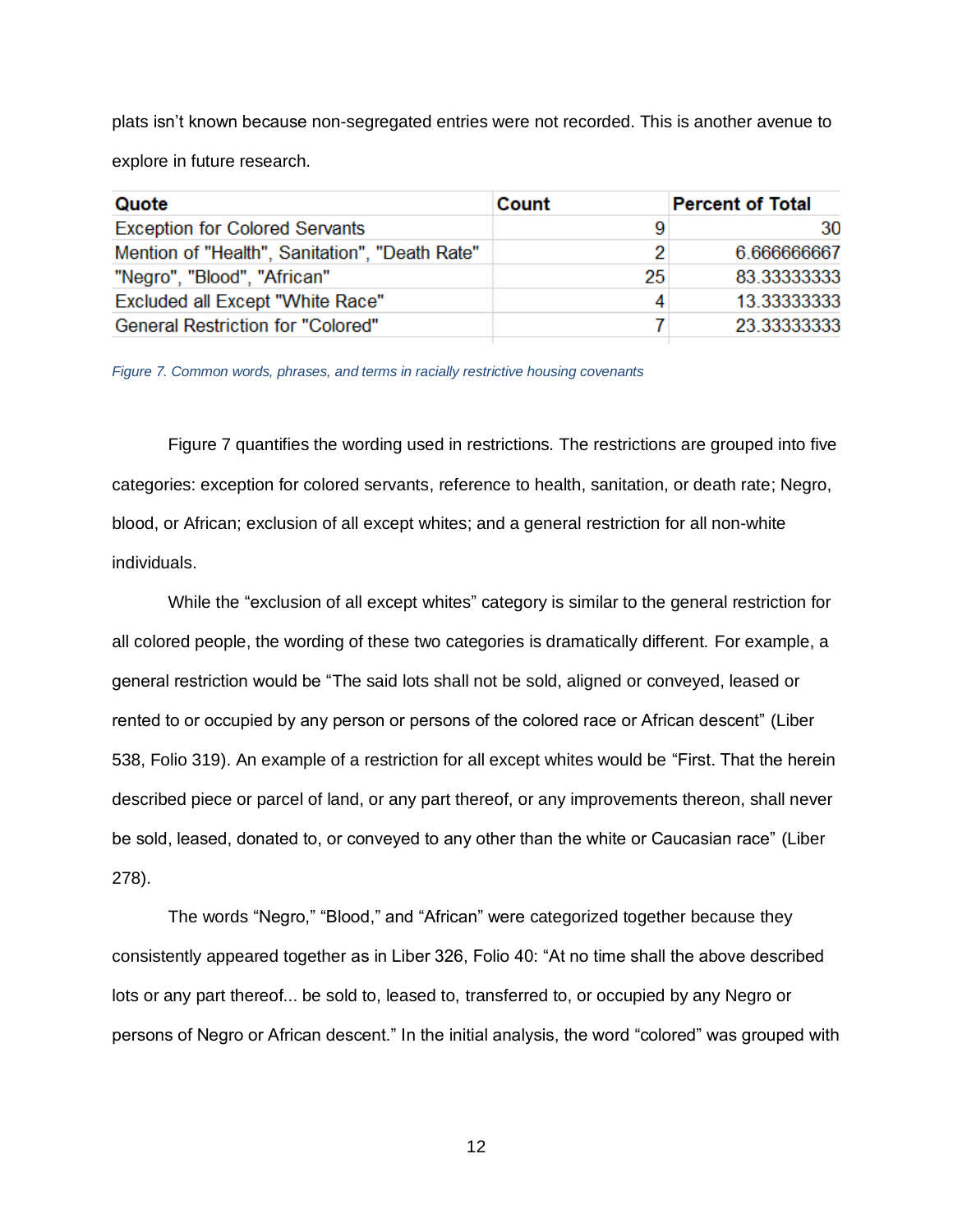plats isn't known because non-segregated entries were not recorded. This is another avenue to explore in future research.

| Quote | Count | Percent of Total |
|---|---|---|
| Exception for Colored Servants | 9 | 30 |
| Mention of "Health", Sanitation", "Death Rate" | 2 | 6.666666667 |
| "Negro", "Blood", "African" | 25 | 83.33333333 |
| Excluded all Except "White Race" | 4 | 13.33333333 |
| General Restriction for "Colored" | 7 | 23.33333333 |

*Figure 7. Common words, phrases, and terms in racially restrictive housing covenants*

Figure 7 quantifies the wording used in restrictions. The restrictions are grouped into five categories: exception for colored servants, reference to health, sanitation, or death rate; Negro, blood, or African; exclusion of all except whites; and a general restriction for all non-white individuals.

While the "exclusion of all except whites" category is similar to the general restriction for all colored people, the wording of these two categories is dramatically different. For example, a general restriction would be "The said lots shall not be sold, aligned or conveyed, leased or rented to or occupied by any person or persons of the colored race or African descent" (Liber 538, Folio 319). An example of a restriction for all except whites would be "First. That the herein described piece or parcel of land, or any part thereof, or any improvements thereon, shall never be sold, leased, donated to, or conveyed to any other than the white or Caucasian race" (Liber 278).

The words "Negro," "Blood," and "African" were categorized together because they consistently appeared together as in Liber 326, Folio 40: "At no time shall the above described lots or any part thereof... be sold to, leased to, transferred to, or occupied by any Negro or persons of Negro or African descent." In the initial analysis, the word "colored" was grouped with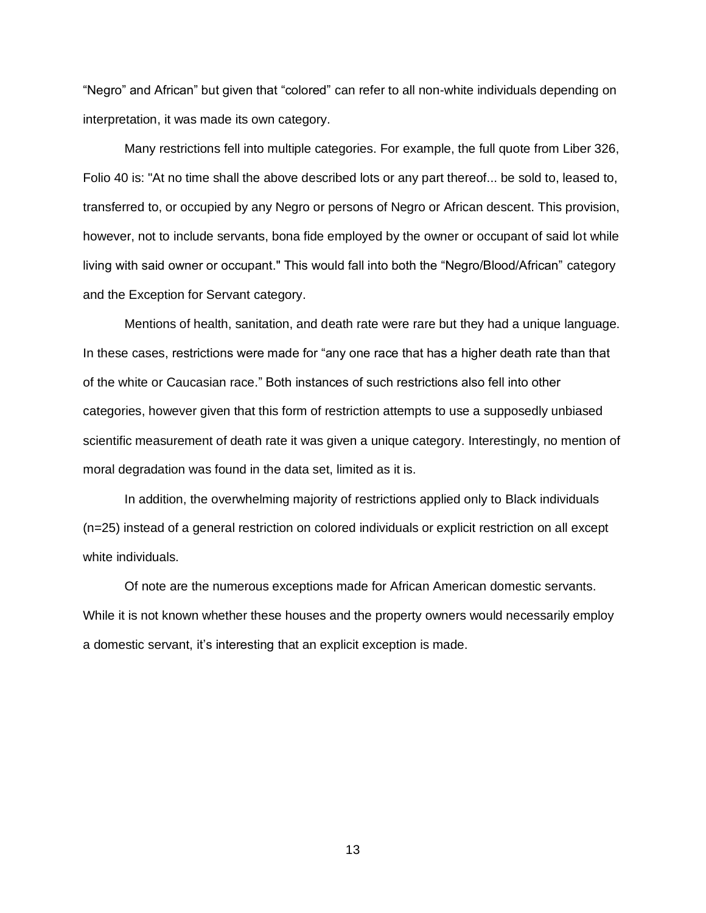"Negro" and African" but given that "colored" can refer to all non-white individuals depending on interpretation, it was made its own category.

Many restrictions fell into multiple categories. For example, the full quote from Liber 326, Folio 40 is: "At no time shall the above described lots or any part thereof... be sold to, leased to, transferred to, or occupied by any Negro or persons of Negro or African descent. This provision, however, not to include servants, bona fide employed by the owner or occupant of said lot while living with said owner or occupant." This would fall into both the "Negro/Blood/African" category and the Exception for Servant category.

Mentions of health, sanitation, and death rate were rare but they had a unique language. In these cases, restrictions were made for "any one race that has a higher death rate than that of the white or Caucasian race." Both instances of such restrictions also fell into other categories, however given that this form of restriction attempts to use a supposedly unbiased scientific measurement of death rate it was given a unique category. Interestingly, no mention of moral degradation was found in the data set, limited as it is.

In addition, the overwhelming majority of restrictions applied only to Black individuals (n=25) instead of a general restriction on colored individuals or explicit restriction on all except white individuals.

Of note are the numerous exceptions made for African American domestic servants. While it is not known whether these houses and the property owners would necessarily employ a domestic servant, it's interesting that an explicit exception is made.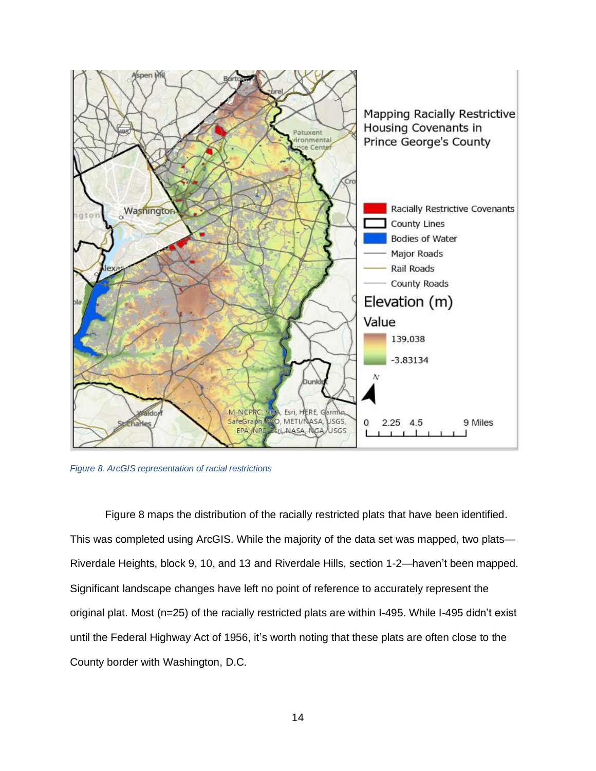*Figure 8. ArcGIS representation of racial restrictions*

Figure 8 maps the distribution of the racially restricted plats that have been identified. This was completed using ArcGIS. While the majority of the data set was mapped, two plats—Riverdale Heights, block 9, 10, and 13 and Riverdale Hills, section 1-2—haven't been mapped. Significant landscape changes have left no point of reference to accurately represent the original plat. Most (n=25) of the racially restricted plats are within I-495. While I-495 didn't exist until the Federal Highway Act of 1956, it's worth noting that these plats are often close to the County border with Washington, D.C.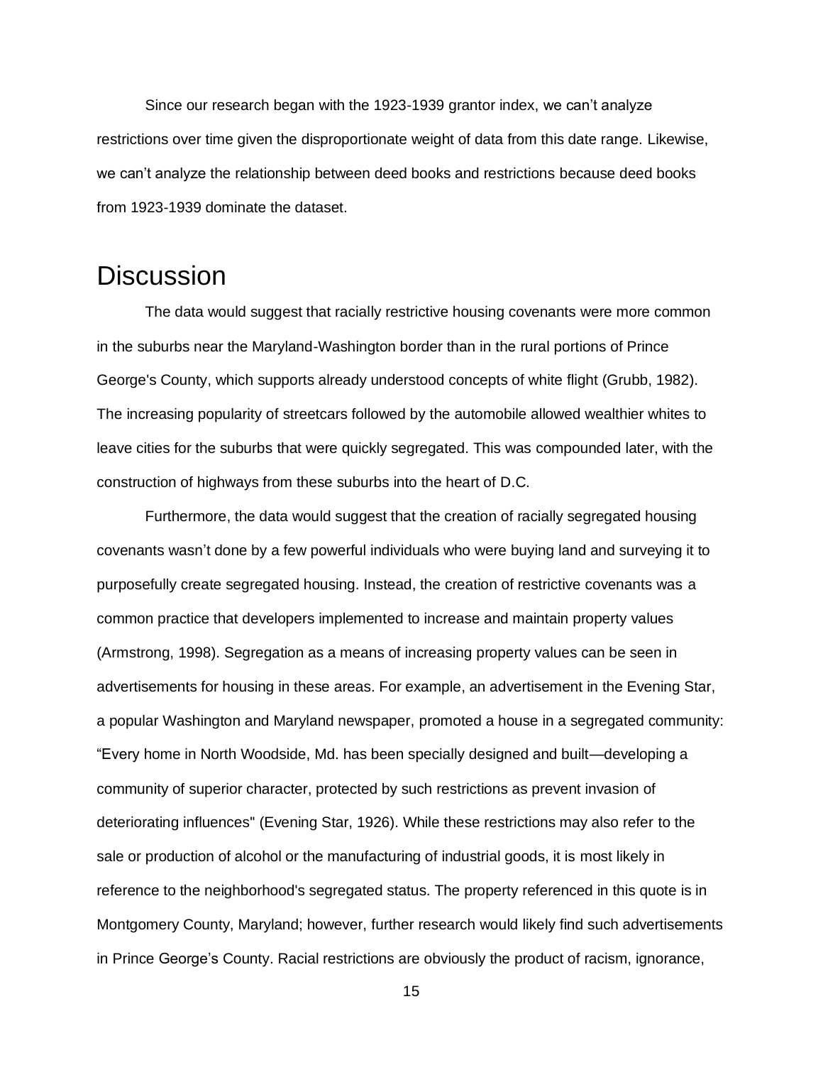Since our research began with the 1923-1939 grantor index, we can't analyze restrictions over time given the disproportionate weight of data from this date range. Likewise, we can't analyze the relationship between deed books and restrictions because deed books from 1923-1939 dominate the dataset.

# Discussion

The data would suggest that racially restrictive housing covenants were more common in the suburbs near the Maryland-Washington border than in the rural portions of Prince George's County, which supports already understood concepts of white flight (Grubb, 1982). The increasing popularity of streetcars followed by the automobile allowed wealthier whites to leave cities for the suburbs that were quickly segregated. This was compounded later, with the construction of highways from these suburbs into the heart of D.C.

Furthermore, the data would suggest that the creation of racially segregated housing covenants wasn't done by a few powerful individuals who were buying land and surveying it to purposefully create segregated housing. Instead, the creation of restrictive covenants was a common practice that developers implemented to increase and maintain property values (Armstrong, 1998). Segregation as a means of increasing property values can be seen in advertisements for housing in these areas. For example, an advertisement in the Evening Star, a popular Washington and Maryland newspaper, promoted a house in a segregated community: "Every home in North Woodside, Md. has been specially designed and built—developing a community of superior character, protected by such restrictions as prevent invasion of deteriorating influences" (Evening Star, 1926). While these restrictions may also refer to the sale or production of alcohol or the manufacturing of industrial goods, it is most likely in reference to the neighborhood's segregated status. The property referenced in this quote is in Montgomery County, Maryland; however, further research would likely find such advertisements in Prince George's County. Racial restrictions are obviously the product of racism, ignorance,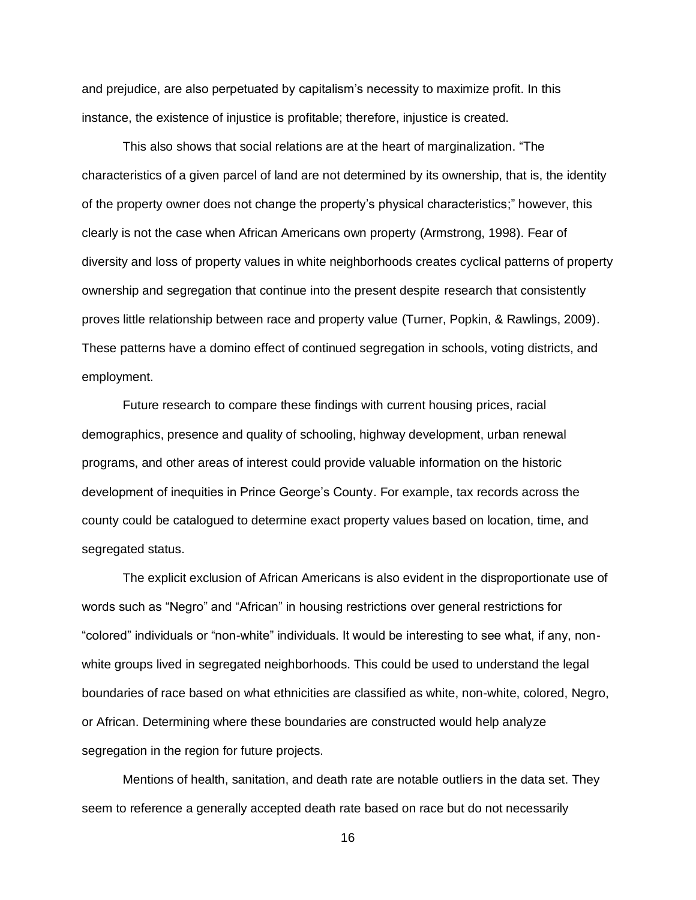and prejudice, are also perpetuated by capitalism's necessity to maximize profit. In this instance, the existence of injustice is profitable; therefore, injustice is created.

This also shows that social relations are at the heart of marginalization. "The characteristics of a given parcel of land are not determined by its ownership, that is, the identity of the property owner does not change the property's physical characteristics;" however, this clearly is not the case when African Americans own property (Armstrong, 1998). Fear of diversity and loss of property values in white neighborhoods creates cyclical patterns of property ownership and segregation that continue into the present despite research that consistently proves little relationship between race and property value (Turner, Popkin, & Rawlings, 2009). These patterns have a domino effect of continued segregation in schools, voting districts, and employment.

Future research to compare these findings with current housing prices, racial demographics, presence and quality of schooling, highway development, urban renewal programs, and other areas of interest could provide valuable information on the historic development of inequities in Prince George's County. For example, tax records across the county could be catalogued to determine exact property values based on location, time, and segregated status.

The explicit exclusion of African Americans is also evident in the disproportionate use of words such as "Negro" and "African" in housing restrictions over general restrictions for "colored" individuals or "non-white" individuals. It would be interesting to see what, if any, non-white groups lived in segregated neighborhoods. This could be used to understand the legal boundaries of race based on what ethnicities are classified as white, non-white, colored, Negro, or African. Determining where these boundaries are constructed would help analyze segregation in the region for future projects.

Mentions of health, sanitation, and death rate are notable outliers in the data set. They seem to reference a generally accepted death rate based on race but do not necessarily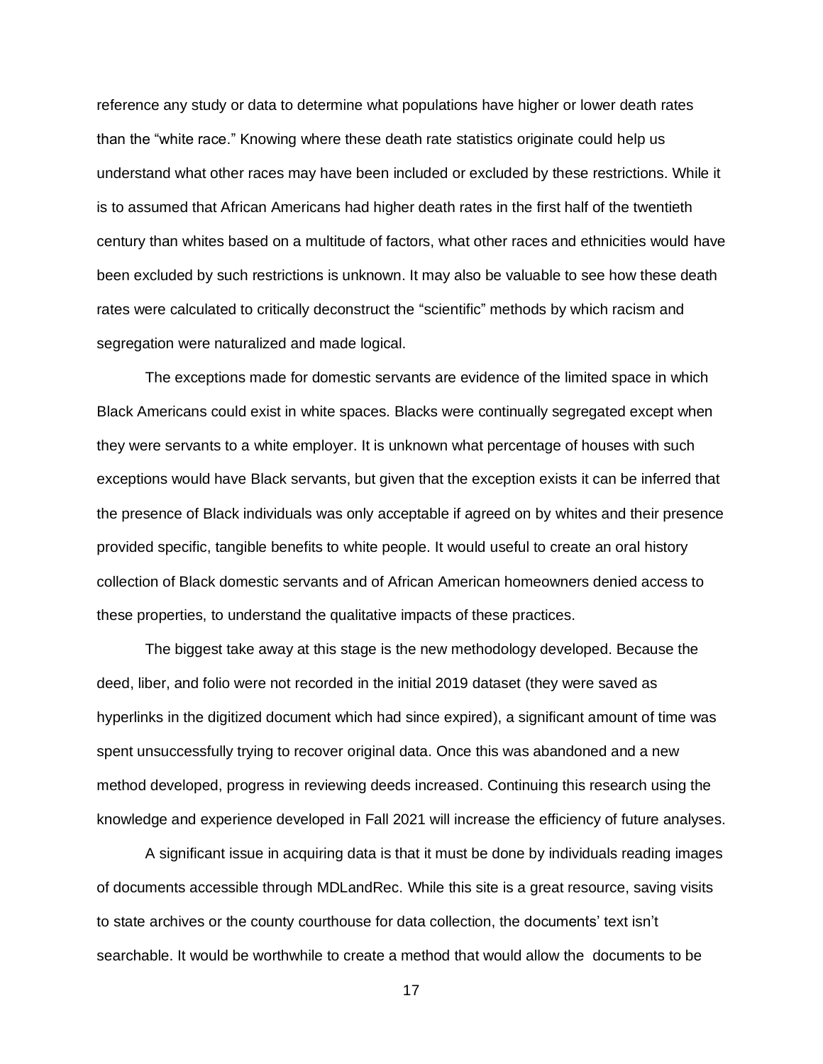reference any study or data to determine what populations have higher or lower death rates than the "white race." Knowing where these death rate statistics originate could help us understand what other races may have been included or excluded by these restrictions. While it is to assumed that African Americans had higher death rates in the first half of the twentieth century than whites based on a multitude of factors, what other races and ethnicities would have been excluded by such restrictions is unknown. It may also be valuable to see how these death rates were calculated to critically deconstruct the "scientific" methods by which racism and segregation were naturalized and made logical.

The exceptions made for domestic servants are evidence of the limited space in which Black Americans could exist in white spaces. Blacks were continually segregated except when they were servants to a white employer. It is unknown what percentage of houses with such exceptions would have Black servants, but given that the exception exists it can be inferred that the presence of Black individuals was only acceptable if agreed on by whites and their presence provided specific, tangible benefits to white people. It would useful to create an oral history collection of Black domestic servants and of African American homeowners denied access to these properties, to understand the qualitative impacts of these practices.

The biggest take away at this stage is the new methodology developed. Because the deed, liber, and folio were not recorded in the initial 2019 dataset (they were saved as hyperlinks in the digitized document which had since expired), a significant amount of time was spent unsuccessfully trying to recover original data. Once this was abandoned and a new method developed, progress in reviewing deeds increased. Continuing this research using the knowledge and experience developed in Fall 2021 will increase the efficiency of future analyses.

A significant issue in acquiring data is that it must be done by individuals reading images of documents accessible through MDLandRec. While this site is a great resource, saving visits to state archives or the county courthouse for data collection, the documents' text isn't searchable. It would be worthwhile to create a method that would allow the documents to be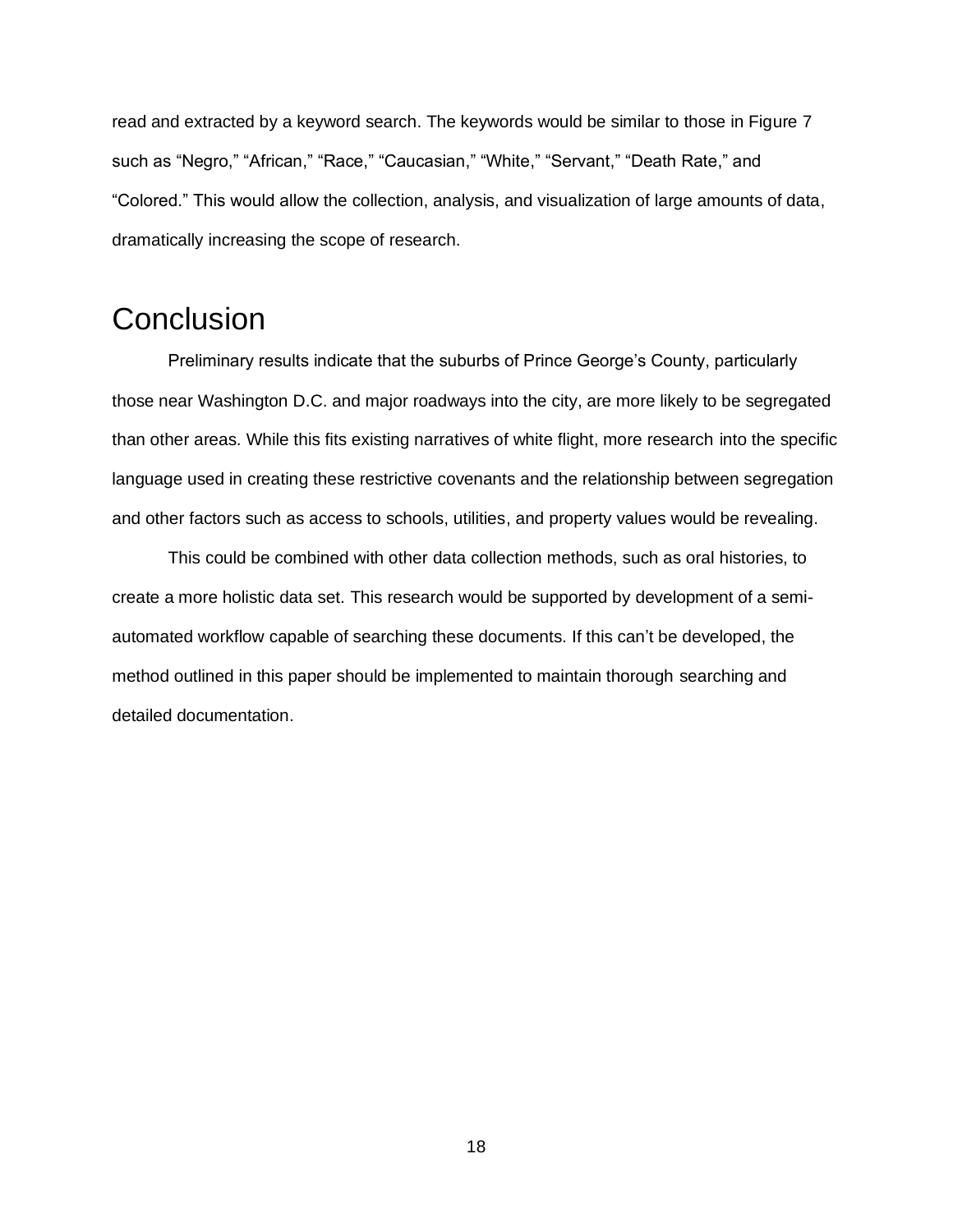read and extracted by a keyword search. The keywords would be similar to those in Figure 7 such as “Negro,” “African,” “Race,” “Caucasian,” “White,” “Servant,” “Death Rate,” and “Colored.” This would allow the collection, analysis, and visualization of large amounts of data, dramatically increasing the scope of research.

# Conclusion

Preliminary results indicate that the suburbs of Prince George’s County, particularly those near Washington D.C. and major roadways into the city, are more likely to be segregated than other areas. While this fits existing narratives of white flight, more research into the specific language used in creating these restrictive covenants and the relationship between segregation and other factors such as access to schools, utilities, and property values would be revealing.

This could be combined with other data collection methods, such as oral histories, to create a more holistic data set. This research would be supported by development of a semi-automated workflow capable of searching these documents. If this can’t be developed, the method outlined in this paper should be implemented to maintain thorough searching and detailed documentation.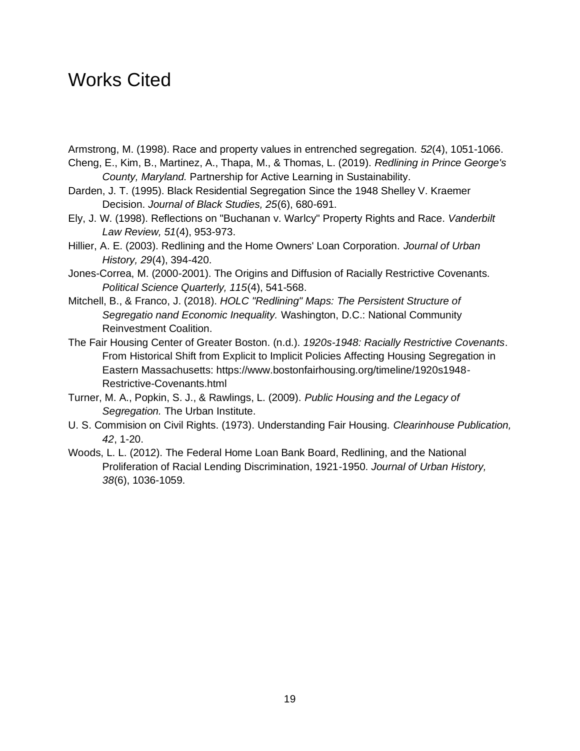# Works Cited

Armstrong, M. (1998). Race and property values in entrenched segregation. *52*(4), 1051-1066.

Cheng, E., Kim, B., Martinez, A., Thapa, M., & Thomas, L. (2019). *Redlining in Prince George's County, Maryland.* Partnership for Active Learning in Sustainability.

Darden, J. T. (1995). Black Residential Segregation Since the 1948 Shelley V. Kraemer Decision. *Journal of Black Studies, 25*(6), 680-691.

Ely, J. W. (1998). Reflections on "Buchanan v. Warlcy" Property Rights and Race. *Vanderbilt Law Review, 51*(4), 953-973.

Hillier, A. E. (2003). Redlining and the Home Owners' Loan Corporation. *Journal of Urban History, 29*(4), 394-420.

Jones-Correa, M. (2000-2001). The Origins and Diffusion of Racially Restrictive Covenants. *Political Science Quarterly, 115*(4), 541-568.

Mitchell, B., & Franco, J. (2018). *HOLC "Redlining" Maps: The Persistent Structure of Segregatio nand Economic Inequality.* Washington, D.C.: National Community Reinvestment Coalition.

The Fair Housing Center of Greater Boston. (n.d.). *1920s-1948: Racially Restrictive Covenants*. From Historical Shift from Explicit to Implicit Policies Affecting Housing Segregation in Eastern Massachusetts: https://www.bostonfairhousing.org/timeline/1920s1948-Restrictive-Covenants.html

Turner, M. A., Popkin, S. J., & Rawlings, L. (2009). *Public Housing and the Legacy of Segregation.* The Urban Institute.

U. S. Commision on Civil Rights. (1973). Understanding Fair Housing. *Clearinhouse Publication, 42*, 1-20.

Woods, L. L. (2012). The Federal Home Loan Bank Board, Redlining, and the National Proliferation of Racial Lending Discrimination, 1921-1950. *Journal of Urban History, 38*(6), 1036-1059.